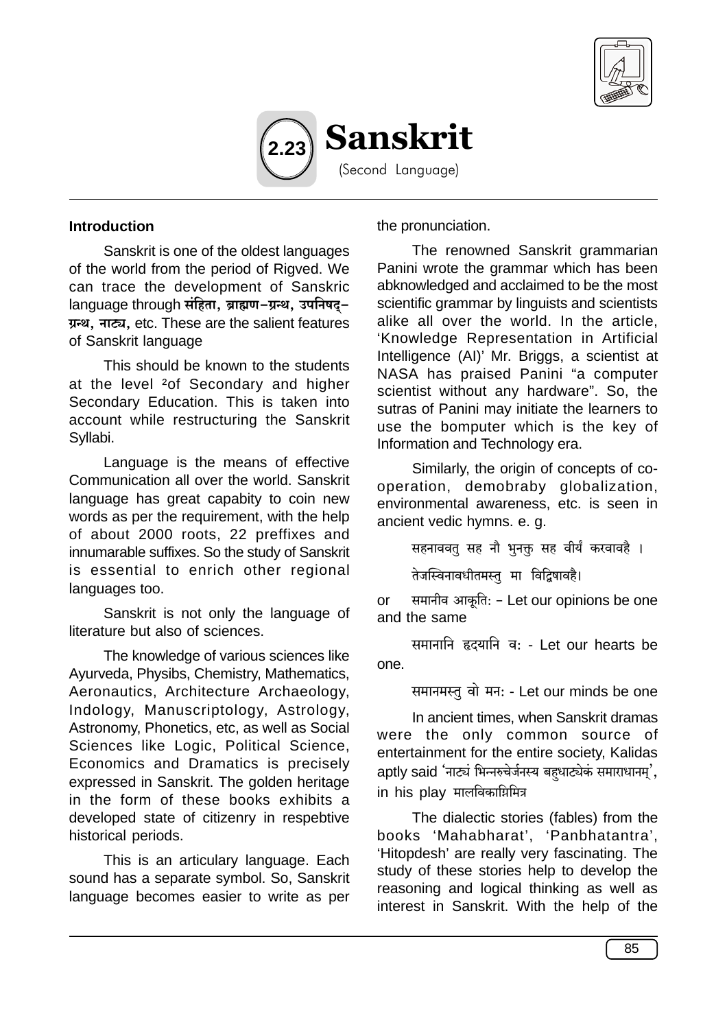# 2.23 Sanskrit

(Second Language)

**Introduction**

Sanskrit is one of the oldest languages of the world from the period of Rigved. We can trace the development of Sanskric language through **संहिता, ब्राह्मण–ग्रन्थ, उपनिषद्–ग्रन्थ, नाट्य,** etc. These are the salient features of Sanskrit language

This should be known to the students at the level ²of Secondary and higher Secondary Education. This is taken into account while restructuring the Sanskrit Syllabi.

Language is the means of effective Communication all over the world. Sanskrit language has great capabity to coin new words as per the requirement, with the help of about 2000 roots, 22 preffixes and innumarable suffixes. So the study of Sanskrit is essential to enrich other regional languages too.

Sanskrit is not only the language of literature but also of sciences.

The knowledge of various sciences like Ayurveda, Physibs, Chemistry, Mathematics, Aeronautics, Architecture Archaeology, Indology, Manuscriptology, Astrology, Astronomy, Phonetics, etc, as well as Social Sciences like Logic, Political Science, Economics and Dramatics is precisely expressed in Sanskrit. The golden heritage in the form of these books exhibits a developed state of citizenry in respebtive historical periods.

This is an articulary language. Each sound has a separate symbol. So, Sanskrit language becomes easier to write as per the pronunciation.

The renowned Sanskrit grammarian Panini wrote the grammar which has been abknowledged and acclaimed to be the most scientific grammar by linguists and scientists alike all over the world. In the article, 'Knowledge Representation in Artificial Intelligence (AI)' Mr. Briggs, a scientist at NASA has praised Panini "a computer scientist without any hardware". So, the sutras of Panini may initiate the learners to use the bomputer which is the key of Information and Technology era.

Similarly, the origin of concepts of co-operation, demobraby globalization, environmental awareness, etc. is seen in ancient vedic hymns. e. g.

सहनाववतु सह नौ भुनक्तु सह वीर्यं करवावहै ।

तेजस्विनावधीतमस्तु मा विद्विषावहै।

or समानीव आकूतिः – Let our opinions be one and the same

समानानि हृदयानि वः - Let our hearts be one.

समानमस्तु वो मनः - Let our minds be one

In ancient times, when Sanskrit dramas were the only common source of entertainment for the entire society, Kalidas aptly said 'नाट्यं भिन्नरुचेर्जनस्य बहुधाप्येकं समाराधानम्', in his play मालविकाग्निमित्र

The dialectic stories (fables) from the books 'Mahabharat', 'Panbhatantra', 'Hitopdesh' are really very fascinating. The study of these stories help to develop the reasoning and logical thinking as well as interest in Sanskrit. With the help of the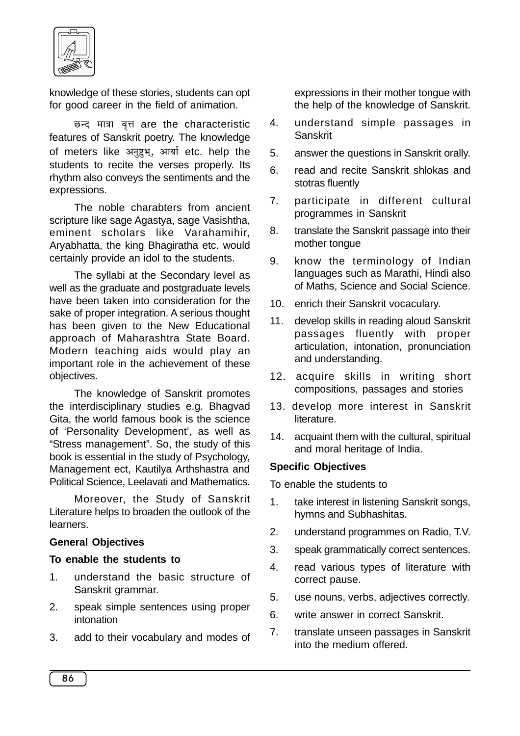knowledge of these stories, students can opt for good career in the field of animation.

छन्द मात्रा वृत्त are the characteristic features of Sanskrit poetry. The knowledge of meters like अनुष्टुभ्, आर्या etc. help the students to recite the verses properly. Its rhythm also conveys the sentiments and the expressions.

The noble charabters from ancient scripture like sage Agastya, sage Vasishtha, eminent scholars like Varahamihir, Aryabhatta, the king Bhagiratha etc. would certainly provide an idol to the students.

The syllabi at the Secondary level as well as the graduate and postgraduate levels have been taken into consideration for the sake of proper integration. A serious thought has been given to the New Educational approach of Maharashtra State Board. Modern teaching aids would play an important role in the achievement of these objectives.

The knowledge of Sanskrit promotes the interdisciplinary studies e.g. Bhagvad Gita, the world famous book is the science of 'Personality Development', as well as "Stress management". So, the study of this book is essential in the study of Psychology, Management ect, Kautilya Arthshastra and Political Science, Leelavati and Mathematics.

Moreover, the Study of Sanskrit Literature helps to broaden the outlook of the learners.

**General Objectives**

**To enable the students to**

1. understand the basic structure of Sanskrit grammar.
2. speak simple sentences using proper intonation
3. add to their vocabulary and modes of expressions in their mother tongue with the help of the knowledge of Sanskrit.
4. understand simple passages in Sanskrit
5. answer the questions in Sanskrit orally.
6. read and recite Sanskrit shlokas and stotras fluently
7. participate in different cultural programmes in Sanskrit
8. translate the Sanskrit passage into their mother tongue
9. know the terminology of Indian languages such as Marathi, Hindi also of Maths, Science and Social Science.
10. enrich their Sanskrit vocaculary.
11. develop skills in reading aloud Sanskrit passages fluently with proper articulation, intonation, pronunciation and understanding.
12. acquire skills in writing short compositions, passages and stories
13. develop more interest in Sanskrit literature.
14. acquaint them with the cultural, spiritual and moral heritage of India.

**Specific Objectives**

To enable the students to

1. take interest in listening Sanskrit songs, hymns and Subhashitas.
2. understand programmes on Radio, T.V.
3. speak grammatically correct sentences.
4. read various types of literature with correct pause.
5. use nouns, verbs, adjectives correctly.
6. write answer in correct Sanskrit.
7. translate unseen passages in Sanskrit into the medium offered.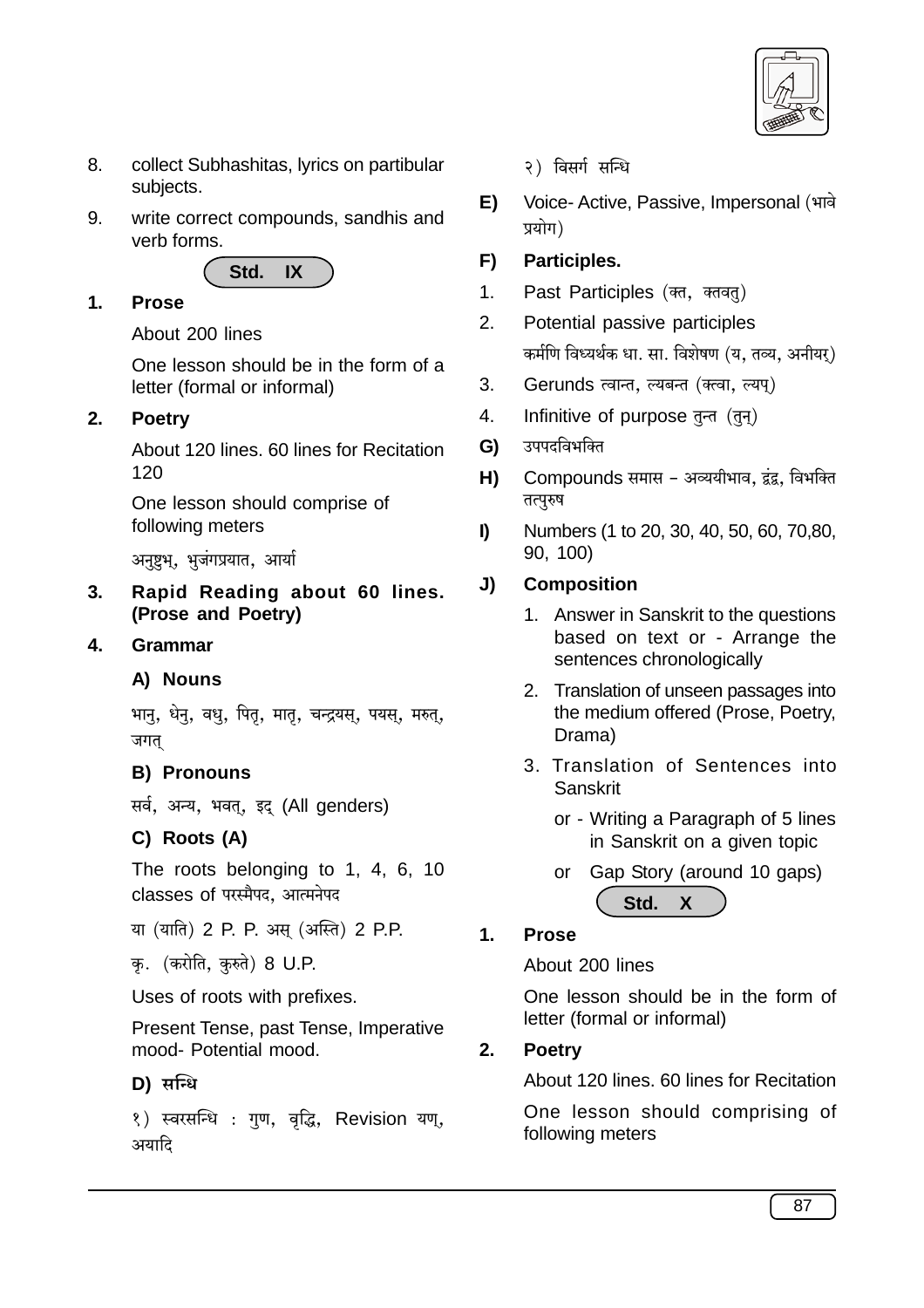8. collect Subhashitas, lyrics on partibular subjects.

9. write correct compounds, sandhis and verb forms.

## Std. IX

**1. Prose**

About 200 lines

One lesson should be in the form of a letter (formal or informal)

**2. Poetry**

About 120 lines. 60 lines for Recitation 120

One lesson should comprise of following meters

अनुष्टुभ्, भुजंगप्रयात, आर्या

**3. Rapid Reading about 60 lines. (Prose and Poetry)**

**4. Grammar**

**A) Nouns**

भानु, धेनु, वधु, पितृ, मातृ, चन्द्रयस्, पयस्, मरुत्, जगत्

**B) Pronouns**

सर्व, अन्य, भवत्, इद् (All genders)

**C) Roots (A)**

The roots belonging to 1, 4, 6, 10 classes of परस्मैपद, आत्मनेपद

या (याति) 2 P. P. अस् (अस्ति) 2 P.P.

कृ. (करोति, कुरुते) 8 U.P.

Uses of roots with prefixes.

Present Tense, past Tense, Imperative mood- Potential mood.

**D) सन्धि**

१) स्वरसन्धि : गुण, वृद्धि, Revision यण्, अयादि

२) विसर्ग सन्धि

**E)** Voice- Active, Passive, Impersonal (भावे प्रयोग)

**F) Participles.**

1. Past Participles (क्त, क्तवतु)
2. Potential passive participles
   कर्मणि विध्यर्थक धा. सा. विशेषण (य, तव्य, अनीयर्)
3. Gerunds त्वान्त, ल्यबन्त (क्त्वा, ल्यप्)
4. Infinitive of purpose तुन्त (तुन्)

**G)** उपपदविभक्ति

**H)** Compounds समास – अव्ययीभाव, द्वंद्व, विभक्ति तत्पुरुष

**I)** Numbers (1 to 20, 30, 40, 50, 60, 70,80, 90, 100)

**J) Composition**

1. Answer in Sanskrit to the questions based on text or - Arrange the sentences chronologically
2. Translation of unseen passages into the medium offered (Prose, Poetry, Drama)
3. Translation of Sentences into Sanskrit
   or - Writing a Paragraph of 5 lines in Sanskrit on a given topic
   or Gap Story (around 10 gaps)

## Std. X

**1. Prose**

About 200 lines

One lesson should be in the form of letter (formal or informal)

**2. Poetry**

About 120 lines. 60 lines for Recitation

One lesson should comprising of following meters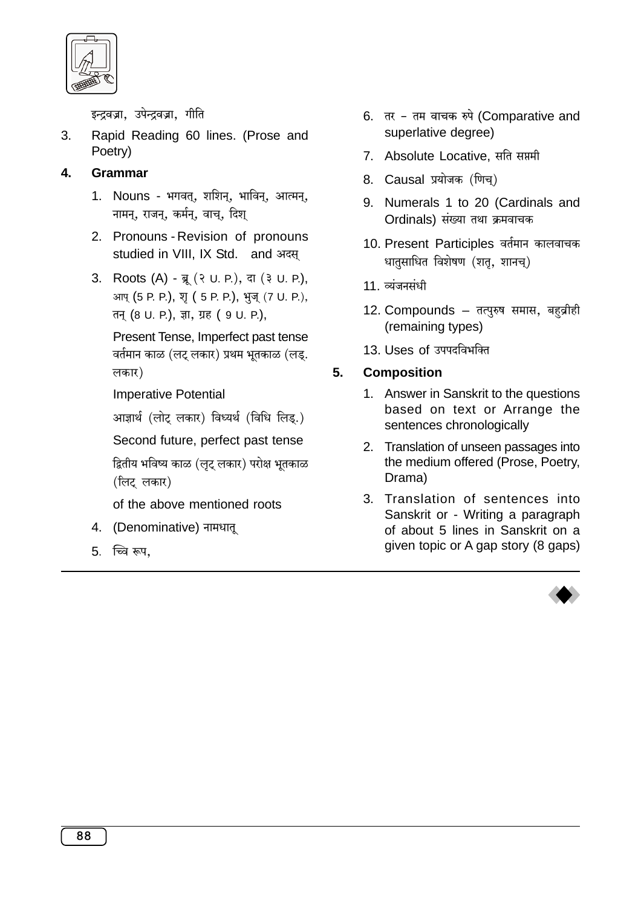इन्द्रवज्रा, उपेन्द्रवज्रा, गीति

3. Rapid Reading 60 lines. (Prose and Poetry)

4. **Grammar**

   1. Nouns - भगवत्, शशिन्, भाविन्, आत्मन्, नामन्, राजन्, कर्मन्, वाच्, दिश्
   2. Pronouns - Revision of pronouns studied in VIII, IX Std. and अदस्
   3. Roots (A) - ब्रू (२ U. P.), दा (३ U. P.), आप् (5 P. P.), शृ ( 5 P. P.), भुज् (7 U. P.), तन् (8 U. P.), ज्ञा, ग्रह ( 9 U. P.),

      Present Tense, Imperfect past tense वर्तमान काळ (लट् लकार) प्रथम भूतकाळ (लङ्. लकार)

      Imperative Potential

      आज्ञार्थ (लोट् लकार) विध्यर्थ (विधि लिङ्.)

      Second future, perfect past tense

      द्वितीय भविष्य काळ (लृट् लकार) परोक्ष भूतकाळ (लिट् लकार)

      of the above mentioned roots
   4. (Denominative) नामधातू
   5. च्वि रूप,
   6. तर - तम वाचक रुपे (Comparative and superlative degree)
   7. Absolute Locative, सति सप्तमी
   8. Causal प्रयोजक (णिच्)
   9. Numerals 1 to 20 (Cardinals and Ordinals) संख्या तथा क्रमवाचक
   10. Present Participles वर्तमान कालवाचक धातुसाधित विशेषण (शतृ, शानच्)
   11. व्यंजनसंधी
   12. Compounds – तत्पुरुष समास, बहुव्रीही (remaining types)
   13. Uses of उपपदविभक्ति

5. **Composition**

   1. Answer in Sanskrit to the questions based on text or Arrange the sentences chronologically
   2. Translation of unseen passages into the medium offered (Prose, Poetry, Drama)
   3. Translation of sentences into Sanskrit or - Writing a paragraph of about 5 lines in Sanskrit on a given topic or A gap story (8 gaps)